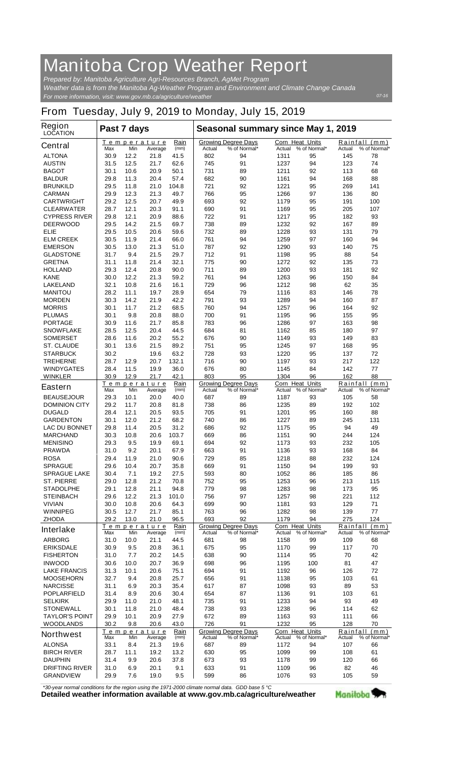# Manitoba Crop Weather Report

*Prepared by: Manitoba Agriculture Agri-Resources Branch, AgMet Program*
*Weather data is from the Manitoba Ag-Weather Program and Environment and Climate Change Canada*
*For more information, visit: www.gov.mb.ca/agriculture/weather*

07-16

## From Tuesday, July 9, 2019 to Monday, July 15, 2019

| Region LOCATION | Past 7 days | | | | Seasonal summary since May 1, 2019 | | | | | |
|---|---|---|---|---|---|---|---|---|---|---|
| **Central** | Temperature Max | Min | Average | Rain (mm) | Growing Degree Days Actual | % of Normal* | Corn Heat Units Actual | % of Normal* | Rainfall (mm) Actual | % of Normal* |
| ALTONA | 30.9 | 12.2 | 21.8 | 41.5 | 802 | 94 | 1311 | 95 | 145 | 78 |
| AUSTIN | 31.5 | 12.5 | 21.7 | 62.6 | 745 | 91 | 1237 | 94 | 123 | 74 |
| BAGOT | 30.1 | 10.6 | 20.9 | 50.1 | 731 | 89 | 1211 | 92 | 113 | 68 |
| BALDUR | 29.8 | 11.3 | 20.4 | 57.4 | 682 | 90 | 1161 | 94 | 168 | 88 |
| BRUNKILD | 29.5 | 11.8 | 21.0 | 104.8 | 721 | 92 | 1221 | 95 | 269 | 141 |
| CARMAN | 29.9 | 12.3 | 21.3 | 49.7 | 766 | 95 | 1266 | 97 | 136 | 80 |
| CARTWRIGHT | 29.2 | 12.5 | 20.7 | 49.9 | 693 | 92 | 1179 | 95 | 191 | 100 |
| CLEARWATER | 28.7 | 12.1 | 20.3 | 91.1 | 690 | 91 | 1169 | 95 | 205 | 107 |
| CYPRESS RIVER | 29.8 | 12.1 | 20.9 | 88.6 | 722 | 91 | 1217 | 95 | 182 | 93 |
| DEERWOOD | 29.5 | 14.2 | 21.5 | 69.7 | 738 | 89 | 1232 | 92 | 167 | 89 |
| ELIE | 29.5 | 10.5 | 20.6 | 59.6 | 732 | 89 | 1228 | 93 | 131 | 79 |
| ELM CREEK | 30.5 | 11.9 | 21.4 | 66.0 | 761 | 94 | 1259 | 97 | 160 | 94 |
| EMERSON | 30.5 | 13.0 | 21.3 | 51.0 | 787 | 92 | 1290 | 93 | 140 | 75 |
| GLADSTONE | 31.7 | 9.4 | 21.5 | 29.7 | 712 | 91 | 1198 | 95 | 88 | 54 |
| GRETNA | 31.1 | 11.8 | 21.4 | 32.1 | 775 | 90 | 1272 | 92 | 135 | 73 |
| HOLLAND | 29.3 | 12.4 | 20.8 | 90.0 | 711 | 89 | 1200 | 93 | 181 | 92 |
| KANE | 30.0 | 12.2 | 21.3 | 59.2 | 761 | 94 | 1263 | 96 | 150 | 84 |
| LAKELAND | 32.1 | 10.8 | 21.6 | 16.1 | 729 | 96 | 1212 | 98 | 62 | 35 |
| MANITOU | 28.2 | 11.1 | 19.7 | 28.9 | 654 | 79 | 1116 | 83 | 146 | 78 |
| MORDEN | 30.3 | 14.2 | 21.9 | 42.2 | 791 | 93 | 1289 | 94 | 160 | 87 |
| MORRIS | 30.1 | 11.7 | 21.2 | 68.5 | 760 | 94 | 1257 | 96 | 164 | 92 |
| PLUMAS | 30.1 | 9.8 | 20.8 | 88.0 | 700 | 91 | 1195 | 96 | 155 | 95 |
| PORTAGE | 30.9 | 11.6 | 21.7 | 85.8 | 783 | 96 | 1286 | 97 | 163 | 98 |
| SNOWFLAKE | 28.5 | 12.5 | 20.4 | 44.5 | 684 | 81 | 1162 | 85 | 180 | 97 |
| SOMERSET | 28.6 | 11.6 | 20.2 | 55.2 | 676 | 90 | 1149 | 93 | 149 | 83 |
| ST. CLAUDE | 30.1 | 13.6 | 21.5 | 89.2 | 751 | 95 | 1245 | 97 | 168 | 95 |
| STARBUCK | 30.2 | | 19.6 | 63.2 | 728 | 93 | 1220 | 95 | 137 | 72 |
| TREHERNE | 28.7 | 12.9 | 20.7 | 132.1 | 716 | 90 | 1197 | 93 | 217 | 122 |
| WINDYGATES | 28.4 | 11.5 | 19.9 | 36.0 | 676 | 80 | 1145 | 84 | 142 | 77 |
| WINKLER | 30.9 | 12.9 | 21.7 | 42.1 | 803 | 95 | 1304 | 96 | 162 | 88 |
| **Eastern** | Temperature Max | Min | Average | Rain (mm) | Growing Degree Days Actual | % of Normal* | Corn Heat Units Actual | % of Normal* | Rainfall (mm) Actual | % of Normal* |
| BEAUSEJOUR | 29.3 | 10.1 | 20.0 | 40.0 | 687 | 89 | 1187 | 93 | 105 | 58 |
| DOMINION CITY | 29.2 | 11.7 | 20.8 | 81.8 | 738 | 86 | 1235 | 89 | 192 | 102 |
| DUGALD | 28.4 | 12.1 | 20.5 | 93.5 | 705 | 91 | 1201 | 95 | 160 | 88 |
| GARDENTON | 30.1 | 12.0 | 21.2 | 68.2 | 740 | 86 | 1227 | 89 | 245 | 131 |
| LAC DU BONNET | 29.8 | 11.4 | 20.5 | 31.2 | 686 | 92 | 1175 | 95 | 94 | 49 |
| MARCHAND | 30.3 | 10.8 | 20.6 | 103.7 | 669 | 86 | 1151 | 90 | 244 | 124 |
| MENISINO | 29.3 | 9.5 | 19.9 | 69.1 | 694 | 92 | 1173 | 93 | 232 | 105 |
| PRAWDA | 31.0 | 9.2 | 20.1 | 67.9 | 663 | 91 | 1136 | 93 | 168 | 84 |
| ROSA | 29.4 | 11.9 | 21.0 | 90.6 | 729 | 85 | 1218 | 88 | 232 | 124 |
| SPRAGUE | 29.6 | 10.4 | 20.7 | 35.8 | 669 | 91 | 1150 | 94 | 199 | 93 |
| SPRAGUE LAKE | 30.4 | 7.1 | 19.2 | 27.5 | 593 | 80 | 1052 | 86 | 185 | 86 |
| ST. PIERRE | 29.0 | 12.8 | 21.2 | 70.8 | 752 | 95 | 1253 | 96 | 213 | 115 |
| STADOLPHE | 29.1 | 12.8 | 21.1 | 94.8 | 779 | 98 | 1283 | 98 | 173 | 95 |
| STEINBACH | 29.6 | 12.2 | 21.3 | 101.0 | 756 | 97 | 1257 | 98 | 221 | 112 |
| VIVIAN | 30.0 | 10.8 | 20.6 | 64.3 | 699 | 90 | 1181 | 93 | 129 | 71 |
| WINNIPEG | 30.5 | 12.7 | 21.7 | 85.1 | 763 | 96 | 1282 | 98 | 139 | 77 |
| ZHODA | 29.2 | 13.0 | 21.0 | 96.5 | 693 | 92 | 1179 | 94 | 275 | 124 |
| **Interlake** | Temperature Max | Min | Average | Rain (mm) | Growing Degree Days Actual | % of Normal* | Corn Heat Units Actual | % of Normal* | Rainfall (mm) Actual | % of Normal* |
| ARBORG | 31.0 | 10.0 | 21.1 | 44.5 | 681 | 98 | 1158 | 99 | 109 | 68 |
| ERIKSDALE | 30.9 | 9.5 | 20.8 | 36.1 | 675 | 95 | 1170 | 99 | 117 | 70 |
| FISHERTON | 31.0 | 7.7 | 20.2 | 14.5 | 638 | 90 | 1114 | 95 | 70 | 42 |
| INWOOD | 30.6 | 10.0 | 20.7 | 36.9 | 698 | 96 | 1195 | 100 | 81 | 47 |
| LAKE FRANCIS | 31.3 | 10.1 | 20.6 | 75.1 | 694 | 91 | 1192 | 96 | 126 | 72 |
| MOOSEHORN | 32.7 | 9.4 | 20.8 | 25.7 | 656 | 91 | 1138 | 95 | 103 | 61 |
| NARCISSE | 31.1 | 6.9 | 20.3 | 35.4 | 617 | 87 | 1098 | 93 | 89 | 53 |
| POPLARFIELD | 31.4 | 8.9 | 20.6 | 30.4 | 654 | 87 | 1136 | 91 | 103 | 61 |
| SELKIRK | 29.9 | 11.0 | 21.0 | 48.1 | 735 | 91 | 1233 | 94 | 93 | 49 |
| STONEWALL | 30.1 | 11.8 | 21.0 | 48.4 | 738 | 93 | 1238 | 96 | 114 | 62 |
| TAYLOR'S POINT | 29.9 | 10.1 | 20.9 | 27.9 | 672 | 89 | 1163 | 93 | 111 | 66 |
| WOODLANDS | 30.2 | 9.8 | 20.6 | 43.0 | 726 | 91 | 1232 | 95 | 128 | 70 |
| **Northwest** | Temperature Max | Min | Average | Rain (mm) | Growing Degree Days Actual | % of Normal* | Corn Heat Units Actual | % of Normal* | Rainfall (mm) Actual | % of Normal* |
| ALONSA | 33.1 | 8.4 | 21.3 | 19.6 | 687 | 89 | 1172 | 94 | 107 | 66 |
| BIRCH RIVER | 28.7 | 11.1 | 19.2 | 13.2 | 630 | 95 | 1099 | 99 | 108 | 61 |
| DAUPHIN | 31.4 | 9.9 | 20.6 | 37.8 | 673 | 93 | 1178 | 99 | 120 | 66 |
| DRIFTING RIVER | 31.0 | 6.9 | 20.1 | 9.1 | 633 | 91 | 1109 | 96 | 82 | 46 |
| GRANDVIEW | 29.9 | 7.6 | 19.0 | 9.5 | 599 | 86 | 1076 | 93 | 105 | 59 |

*\*30-year normal conditions for the region using the 1971-2000 climate normal data. GDD base 5 °C*

**Detailed weather information available at www.gov.mb.ca/agriculture/weather**

Manitoba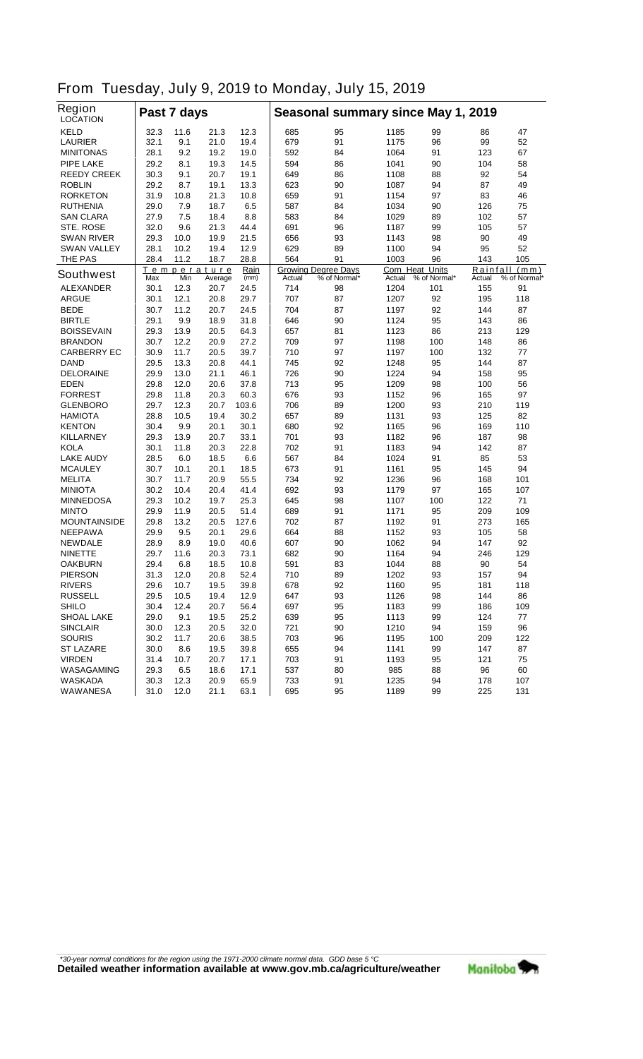# From Tuesday, July 9, 2019 to Monday, July 15, 2019

| Region LOCATION | Past 7 days | | | | Seasonal summary since May 1, 2019 | | | | | |
|---|---|---|---|---|---|---|---|---|---|---|
| KELD | 32.3 | 11.6 | 21.3 | 12.3 | 685 | 95 | 1185 | 99 | 86 | 47 |
| LAURIER | 32.1 | 9.1 | 21.0 | 19.4 | 679 | 91 | 1175 | 96 | 99 | 52 |
| MINITONAS | 28.1 | 9.2 | 19.2 | 19.0 | 592 | 84 | 1064 | 91 | 123 | 67 |
| PIPE LAKE | 29.2 | 8.1 | 19.3 | 14.5 | 594 | 86 | 1041 | 90 | 104 | 58 |
| REEDY CREEK | 30.3 | 9.1 | 20.7 | 19.1 | 649 | 86 | 1108 | 88 | 92 | 54 |
| ROBLIN | 29.2 | 8.7 | 19.1 | 13.3 | 623 | 90 | 1087 | 94 | 87 | 49 |
| RORKETON | 31.9 | 10.8 | 21.3 | 10.8 | 659 | 91 | 1154 | 97 | 83 | 46 |
| RUTHENIA | 29.0 | 7.9 | 18.7 | 6.5 | 587 | 84 | 1034 | 90 | 126 | 75 |
| SAN CLARA | 27.9 | 7.5 | 18.4 | 8.8 | 583 | 84 | 1029 | 89 | 102 | 57 |
| STE. ROSE | 32.0 | 9.6 | 21.3 | 44.4 | 691 | 96 | 1187 | 99 | 105 | 57 |
| SWAN RIVER | 29.3 | 10.0 | 19.9 | 21.5 | 656 | 93 | 1143 | 98 | 90 | 49 |
| SWAN VALLEY | 28.1 | 10.2 | 19.4 | 12.9 | 629 | 89 | 1100 | 94 | 95 | 52 |
| THE PAS | 28.4 | 11.2 | 18.7 | 28.8 | 564 | 91 | 1003 | 96 | 143 | 105 |

| Southwest | Temperature | | | Rain | Growing Degree Days | | Corn Heat Units | | Rainfall (mm) | |
|---|---|---|---|---|---|---|---|---|---|---|
| | Max | Min | Average | (mm) | Actual | % of Normal* | Actual | % of Normal* | Actual | % of Normal* |
| ALEXANDER | 30.1 | 12.3 | 20.7 | 24.5 | 714 | 98 | 1204 | 101 | 155 | 91 |
| ARGUE | 30.1 | 12.1 | 20.8 | 29.7 | 707 | 87 | 1207 | 92 | 195 | 118 |
| BEDE | 30.7 | 11.2 | 20.7 | 24.5 | 704 | 87 | 1197 | 92 | 144 | 87 |
| BIRTLE | 29.1 | 9.9 | 18.9 | 31.8 | 646 | 90 | 1124 | 95 | 143 | 86 |
| BOISSEVAIN | 29.3 | 13.9 | 20.5 | 64.3 | 657 | 81 | 1123 | 86 | 213 | 129 |
| BRANDON | 30.7 | 12.2 | 20.9 | 27.2 | 709 | 97 | 1198 | 100 | 148 | 86 |
| CARBERRY EC | 30.9 | 11.7 | 20.5 | 39.7 | 710 | 97 | 1197 | 100 | 132 | 77 |
| DAND | 29.5 | 13.3 | 20.8 | 44.1 | 745 | 92 | 1248 | 95 | 144 | 87 |
| DELORAINE | 29.9 | 13.0 | 21.1 | 46.1 | 726 | 90 | 1224 | 94 | 158 | 95 |
| EDEN | 29.8 | 12.0 | 20.6 | 37.8 | 713 | 95 | 1209 | 98 | 100 | 56 |
| FORREST | 29.8 | 11.8 | 20.3 | 60.3 | 676 | 93 | 1152 | 96 | 165 | 97 |
| GLENBORO | 29.7 | 12.3 | 20.7 | 103.6 | 706 | 89 | 1200 | 93 | 210 | 119 |
| HAMIOTA | 28.8 | 10.5 | 19.4 | 30.2 | 657 | 89 | 1131 | 93 | 125 | 82 |
| KENTON | 30.4 | 9.9 | 20.1 | 30.1 | 680 | 92 | 1165 | 96 | 169 | 110 |
| KILLARNEY | 29.3 | 13.9 | 20.7 | 33.1 | 701 | 93 | 1182 | 96 | 187 | 98 |
| KOLA | 30.1 | 11.8 | 20.3 | 22.8 | 702 | 91 | 1183 | 94 | 142 | 87 |
| LAKE AUDY | 28.5 | 6.0 | 18.5 | 6.6 | 567 | 84 | 1024 | 91 | 85 | 53 |
| MCAULEY | 30.7 | 10.1 | 20.1 | 18.5 | 673 | 91 | 1161 | 95 | 145 | 94 |
| MELITA | 30.7 | 11.7 | 20.9 | 55.5 | 734 | 92 | 1236 | 96 | 168 | 101 |
| MINIOTA | 30.2 | 10.4 | 20.4 | 41.4 | 692 | 93 | 1179 | 97 | 165 | 107 |
| MINNEDOSA | 29.3 | 10.2 | 19.7 | 25.3 | 645 | 98 | 1107 | 100 | 122 | 71 |
| MINTO | 29.9 | 11.9 | 20.5 | 51.4 | 689 | 91 | 1171 | 95 | 209 | 109 |
| MOUNTAINSIDE | 29.8 | 13.2 | 20.5 | 127.6 | 702 | 87 | 1192 | 91 | 273 | 165 |
| NEEPAWA | 29.9 | 9.5 | 20.1 | 29.6 | 664 | 88 | 1152 | 93 | 105 | 58 |
| NEWDALE | 28.9 | 8.9 | 19.0 | 40.6 | 607 | 90 | 1062 | 94 | 147 | 92 |
| NINETTE | 29.7 | 11.6 | 20.3 | 73.1 | 682 | 90 | 1164 | 94 | 246 | 129 |
| OAKBURN | 29.4 | 6.8 | 18.5 | 10.8 | 591 | 83 | 1044 | 88 | 90 | 54 |
| PIERSON | 31.3 | 12.0 | 20.8 | 52.4 | 710 | 89 | 1202 | 93 | 157 | 94 |
| RIVERS | 29.6 | 10.7 | 19.5 | 39.8 | 678 | 92 | 1160 | 95 | 181 | 118 |
| RUSSELL | 29.5 | 10.5 | 19.4 | 12.9 | 647 | 93 | 1126 | 98 | 144 | 86 |
| SHILO | 30.4 | 12.4 | 20.7 | 56.4 | 697 | 95 | 1183 | 99 | 186 | 109 |
| SHOAL LAKE | 29.0 | 9.1 | 19.5 | 25.2 | 639 | 95 | 1113 | 99 | 124 | 77 |
| SINCLAIR | 30.0 | 12.3 | 20.5 | 32.0 | 721 | 90 | 1210 | 94 | 159 | 96 |
| SOURIS | 30.2 | 11.7 | 20.6 | 38.5 | 703 | 96 | 1195 | 100 | 209 | 122 |
| ST LAZARE | 30.0 | 8.6 | 19.5 | 39.8 | 655 | 94 | 1141 | 99 | 147 | 87 |
| VIRDEN | 31.4 | 10.7 | 20.7 | 17.1 | 703 | 91 | 1193 | 95 | 121 | 75 |
| WASAGAMING | 29.3 | 6.5 | 18.6 | 17.1 | 537 | 80 | 985 | 88 | 96 | 60 |
| WASKADA | 30.3 | 12.3 | 20.9 | 65.9 | 733 | 91 | 1235 | 94 | 178 | 107 |
| WAWANESA | 31.0 | 12.0 | 21.1 | 63.1 | 695 | 95 | 1189 | 99 | 225 | 131 |

*30-year normal conditions for the region using the 1971-2000 climate normal data. GDD base 5 °C

**Detailed weather information available at www.gov.mb.ca/agriculture/weather**

Manitoba